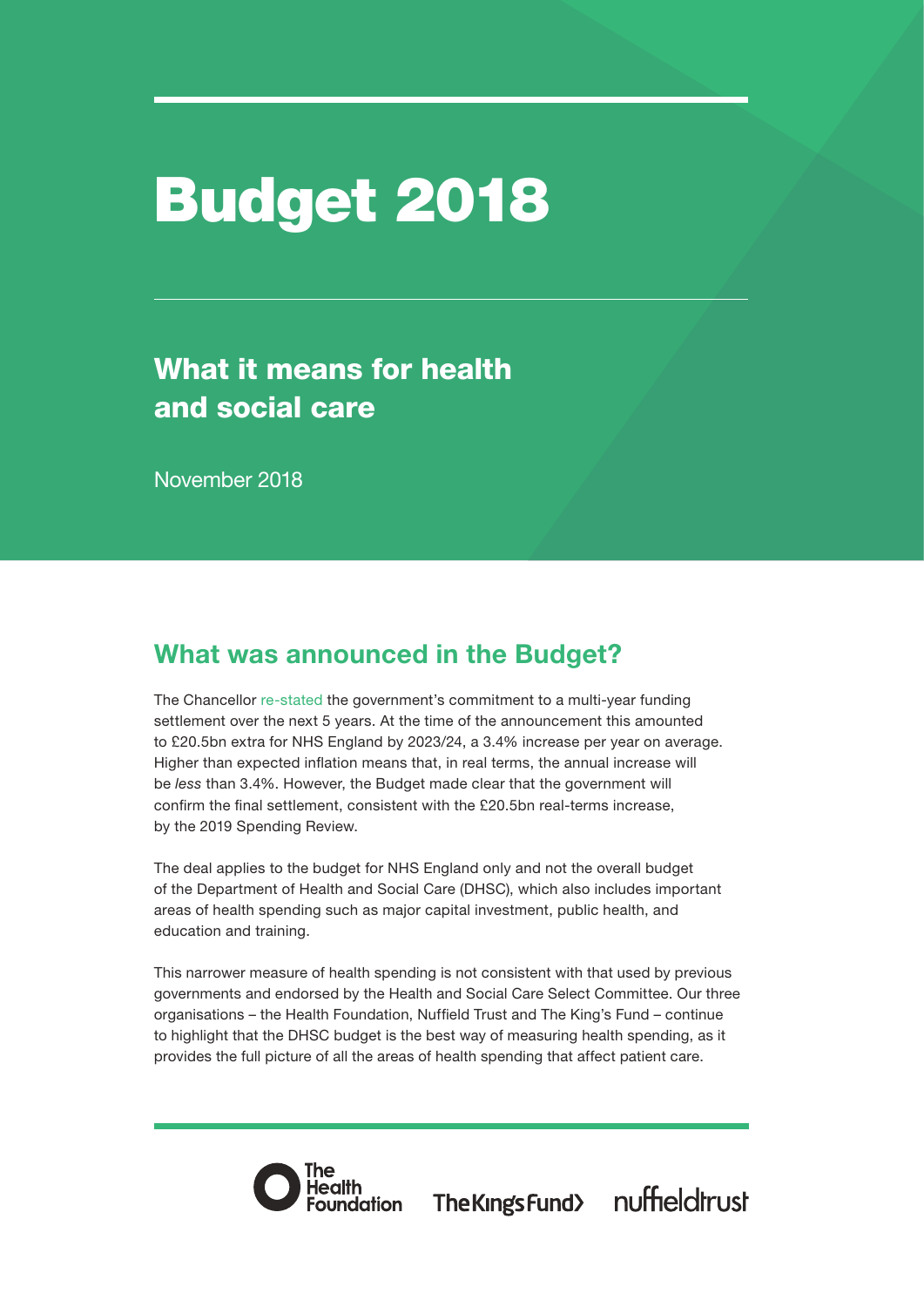# Budget 2018

## What it means for health and social care

November 2018

## What was announced in the Budget?

The Chancellor re-stated the government's commitment to a multi-year funding settlement over the next 5 years. At the time of the announcement this amounted to £20.5bn extra for NHS England by 2023/24, a 3.4% increase per year on average. Higher than expected inflation means that, in real terms, the annual increase will be *less* than 3.4%. However, the Budget made clear that the government will confirm the final settlement, consistent with the £20.5bn real-terms increase, by the 2019 Spending Review.

The deal applies to the budget for NHS England only and not the overall budget of the Department of Health and Social Care (DHSC), which also includes important areas of health spending such as major capital investment, public health, and education and training.

This narrower measure of health spending is not consistent with that used by previous governments and endorsed by the Health and Social Care Select Committee. Our three organisations – the Health Foundation, Nuffield Trust and The King's Fund – continue to highlight that the DHSC budget is the best way of measuring health spending, as it provides the full picture of all the areas of health spending that affect patient care.

The Health Foundation | The King's Fund | nuffieldtrust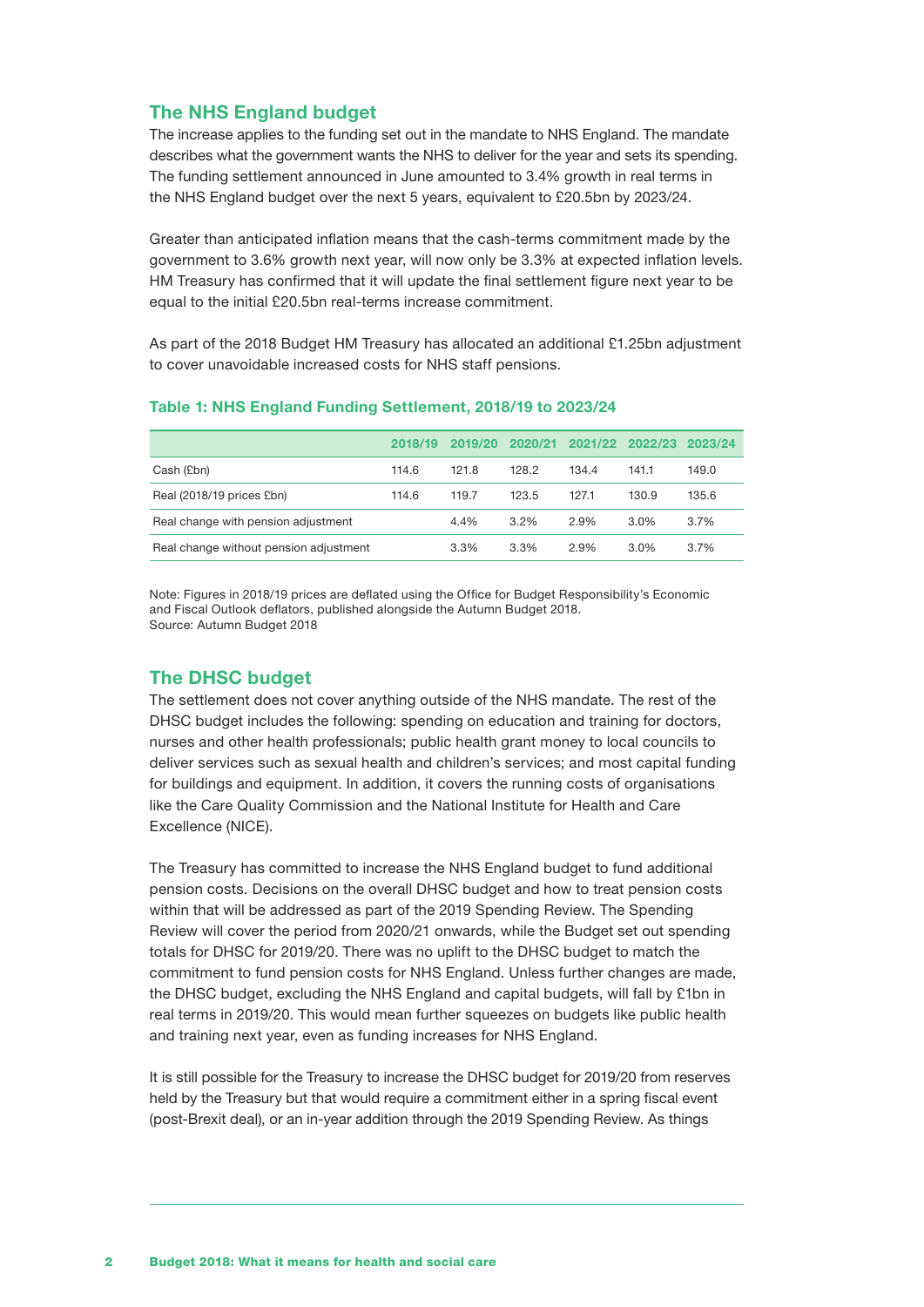## The NHS England budget

The increase applies to the funding set out in the mandate to NHS England. The mandate describes what the government wants the NHS to deliver for the year and sets its spending. The funding settlement announced in June amounted to 3.4% growth in real terms in the NHS England budget over the next 5 years, equivalent to £20.5bn by 2023/24.

Greater than anticipated inflation means that the cash-terms commitment made by the government to 3.6% growth next year, will now only be 3.3% at expected inflation levels. HM Treasury has confirmed that it will update the final settlement figure next year to be equal to the initial £20.5bn real-terms increase commitment.

As part of the 2018 Budget HM Treasury has allocated an additional £1.25bn adjustment to cover unavoidable increased costs for NHS staff pensions.

### Table 1: NHS England Funding Settlement, 2018/19 to 2023/24

| | 2018/19 | 2019/20 | 2020/21 | 2021/22 | 2022/23 | 2023/24 |
|---|---|---|---|---|---|---|
| Cash (£bn) | 114.6 | 121.8 | 128.2 | 134.4 | 141.1 | 149.0 |
| Real (2018/19 prices £bn) | 114.6 | 119.7 | 123.5 | 127.1 | 130.9 | 135.6 |
| Real change with pension adjustment | | 4.4% | 3.2% | 2.9% | 3.0% | 3.7% |
| Real change without pension adjustment | | 3.3% | 3.3% | 2.9% | 3.0% | 3.7% |

Note: Figures in 2018/19 prices are deflated using the Office for Budget Responsibility's Economic and Fiscal Outlook deflators, published alongside the Autumn Budget 2018.
Source: Autumn Budget 2018

## The DHSC budget

The settlement does not cover anything outside of the NHS mandate. The rest of the DHSC budget includes the following: spending on education and training for doctors, nurses and other health professionals; public health grant money to local councils to deliver services such as sexual health and children's services; and most capital funding for buildings and equipment. In addition, it covers the running costs of organisations like the Care Quality Commission and the National Institute for Health and Care Excellence (NICE).

The Treasury has committed to increase the NHS England budget to fund additional pension costs. Decisions on the overall DHSC budget and how to treat pension costs within that will be addressed as part of the 2019 Spending Review. The Spending Review will cover the period from 2020/21 onwards, while the Budget set out spending totals for DHSC for 2019/20. There was no uplift to the DHSC budget to match the commitment to fund pension costs for NHS England. Unless further changes are made, the DHSC budget, excluding the NHS England and capital budgets, will fall by £1bn in real terms in 2019/20. This would mean further squeezes on budgets like public health and training next year, even as funding increases for NHS England.

It is still possible for the Treasury to increase the DHSC budget for 2019/20 from reserves held by the Treasury but that would require a commitment either in a spring fiscal event (post-Brexit deal), or an in-year addition through the 2019 Spending Review. As things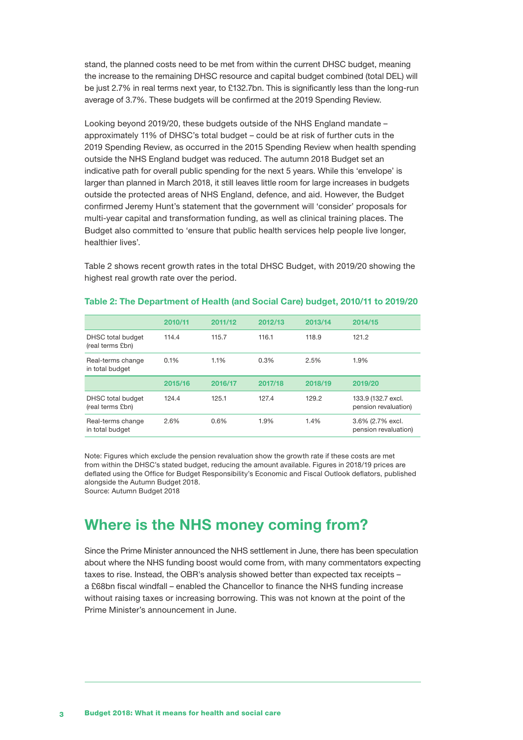stand, the planned costs need to be met from within the current DHSC budget, meaning the increase to the remaining DHSC resource and capital budget combined (total DEL) will be just 2.7% in real terms next year, to £132.7bn. This is significantly less than the long-run average of 3.7%. These budgets will be confirmed at the 2019 Spending Review.

Looking beyond 2019/20, these budgets outside of the NHS England mandate – approximately 11% of DHSC's total budget – could be at risk of further cuts in the 2019 Spending Review, as occurred in the 2015 Spending Review when health spending outside the NHS England budget was reduced. The autumn 2018 Budget set an indicative path for overall public spending for the next 5 years. While this 'envelope' is larger than planned in March 2018, it still leaves little room for large increases in budgets outside the protected areas of NHS England, defence, and aid. However, the Budget confirmed Jeremy Hunt's statement that the government will 'consider' proposals for multi-year capital and transformation funding, as well as clinical training places. The Budget also committed to 'ensure that public health services help people live longer, healthier lives'.

Table 2 shows recent growth rates in the total DHSC Budget, with 2019/20 showing the highest real growth rate over the period.

**Table 2: The Department of Health (and Social Care) budget, 2010/11 to 2019/20**

| | 2010/11 | 2011/12 | 2012/13 | 2013/14 | 2014/15 |
|---|---|---|---|---|---|
| DHSC total budget (real terms £bn) | 114.4 | 115.7 | 116.1 | 118.9 | 121.2 |
| Real-terms change in total budget | 0.1% | 1.1% | 0.3% | 2.5% | 1.9% |
| | **2015/16** | **2016/17** | **2017/18** | **2018/19** | **2019/20** |
| DHSC total budget (real terms £bn) | 124.4 | 125.1 | 127.4 | 129.2 | 133.9 (132.7 excl. pension revaluation) |
| Real-terms change in total budget | 2.6% | 0.6% | 1.9% | 1.4% | 3.6% (2.7% excl. pension revaluation) |

Note: Figures which exclude the pension revaluation show the growth rate if these costs are met from within the DHSC's stated budget, reducing the amount available. Figures in 2018/19 prices are deflated using the Office for Budget Responsibility's Economic and Fiscal Outlook deflators, published alongside the Autumn Budget 2018.
Source: Autumn Budget 2018

## Where is the NHS money coming from?

Since the Prime Minister announced the NHS settlement in June, there has been speculation about where the NHS funding boost would come from, with many commentators expecting taxes to rise. Instead, the OBR's analysis showed better than expected tax receipts – a £68bn fiscal windfall – enabled the Chancellor to finance the NHS funding increase without raising taxes or increasing borrowing. This was not known at the point of the Prime Minister's announcement in June.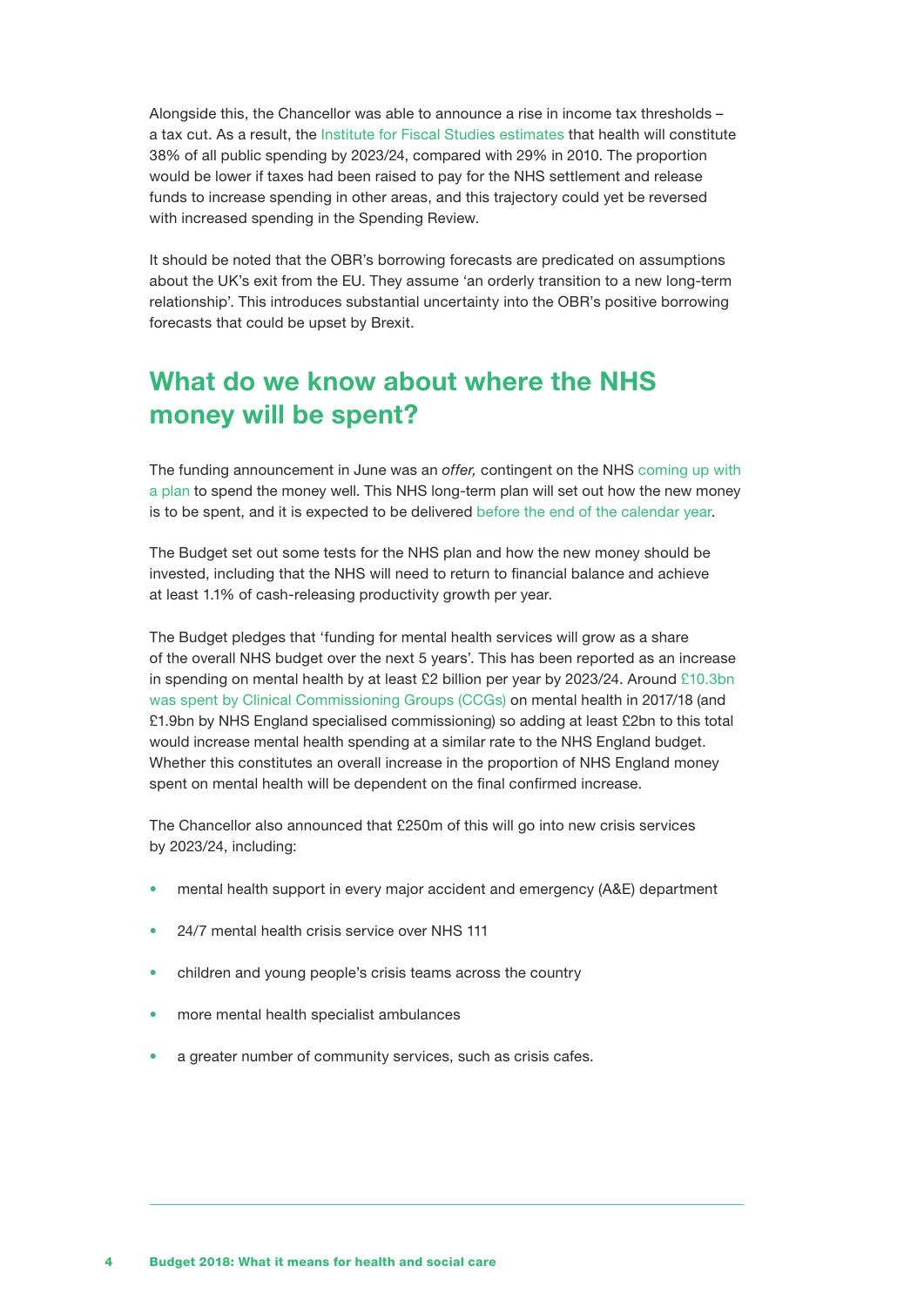Alongside this, the Chancellor was able to announce a rise in income tax thresholds – a tax cut. As a result, the Institute for Fiscal Studies estimates that health will constitute 38% of all public spending by 2023/24, compared with 29% in 2010. The proportion would be lower if taxes had been raised to pay for the NHS settlement and release funds to increase spending in other areas, and this trajectory could yet be reversed with increased spending in the Spending Review.

It should be noted that the OBR's borrowing forecasts are predicated on assumptions about the UK's exit from the EU. They assume 'an orderly transition to a new long-term relationship'. This introduces substantial uncertainty into the OBR's positive borrowing forecasts that could be upset by Brexit.

## What do we know about where the NHS money will be spent?

The funding announcement in June was an *offer,* contingent on the NHS coming up with a plan to spend the money well. This NHS long-term plan will set out how the new money is to be spent, and it is expected to be delivered before the end of the calendar year.

The Budget set out some tests for the NHS plan and how the new money should be invested, including that the NHS will need to return to financial balance and achieve at least 1.1% of cash-releasing productivity growth per year.

The Budget pledges that 'funding for mental health services will grow as a share of the overall NHS budget over the next 5 years'. This has been reported as an increase in spending on mental health by at least £2 billion per year by 2023/24. Around £10.3bn was spent by Clinical Commissioning Groups (CCGs) on mental health in 2017/18 (and £1.9bn by NHS England specialised commissioning) so adding at least £2bn to this total would increase mental health spending at a similar rate to the NHS England budget. Whether this constitutes an overall increase in the proportion of NHS England money spent on mental health will be dependent on the final confirmed increase.

The Chancellor also announced that £250m of this will go into new crisis services by 2023/24, including:

- mental health support in every major accident and emergency (A&E) department
- 24/7 mental health crisis service over NHS 111
- children and young people's crisis teams across the country
- more mental health specialist ambulances
- a greater number of community services, such as crisis cafes.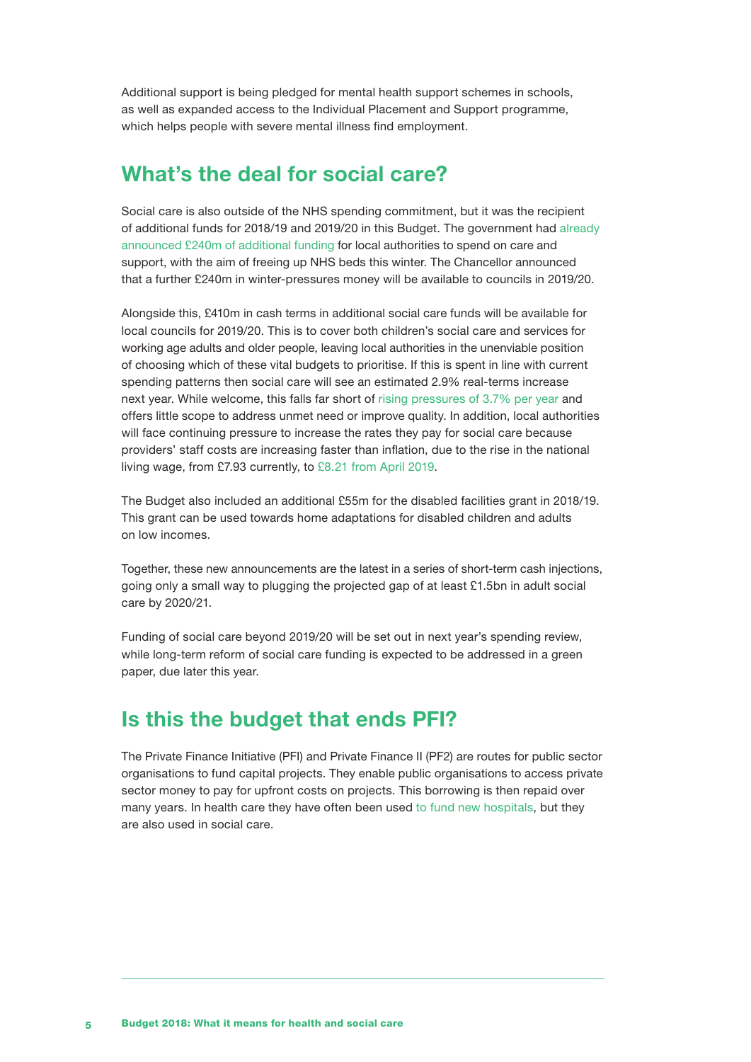Additional support is being pledged for mental health support schemes in schools, as well as expanded access to the Individual Placement and Support programme, which helps people with severe mental illness find employment.

## What's the deal for social care?

Social care is also outside of the NHS spending commitment, but it was the recipient of additional funds for 2018/19 and 2019/20 in this Budget. The government had already announced £240m of additional funding for local authorities to spend on care and support, with the aim of freeing up NHS beds this winter. The Chancellor announced that a further £240m in winter-pressures money will be available to councils in 2019/20.

Alongside this, £410m in cash terms in additional social care funds will be available for local councils for 2019/20. This is to cover both children's social care and services for working age adults and older people, leaving local authorities in the unenviable position of choosing which of these vital budgets to prioritise. If this is spent in line with current spending patterns then social care will see an estimated 2.9% real-terms increase next year. While welcome, this falls far short of rising pressures of 3.7% per year and offers little scope to address unmet need or improve quality. In addition, local authorities will face continuing pressure to increase the rates they pay for social care because providers' staff costs are increasing faster than inflation, due to the rise in the national living wage, from £7.93 currently, to £8.21 from April 2019.

The Budget also included an additional £55m for the disabled facilities grant in 2018/19. This grant can be used towards home adaptations for disabled children and adults on low incomes.

Together, these new announcements are the latest in a series of short-term cash injections, going only a small way to plugging the projected gap of at least £1.5bn in adult social care by 2020/21.

Funding of social care beyond 2019/20 will be set out in next year's spending review, while long-term reform of social care funding is expected to be addressed in a green paper, due later this year.

## Is this the budget that ends PFI?

The Private Finance Initiative (PFI) and Private Finance II (PF2) are routes for public sector organisations to fund capital projects. They enable public organisations to access private sector money to pay for upfront costs on projects. This borrowing is then repaid over many years. In health care they have often been used to fund new hospitals, but they are also used in social care.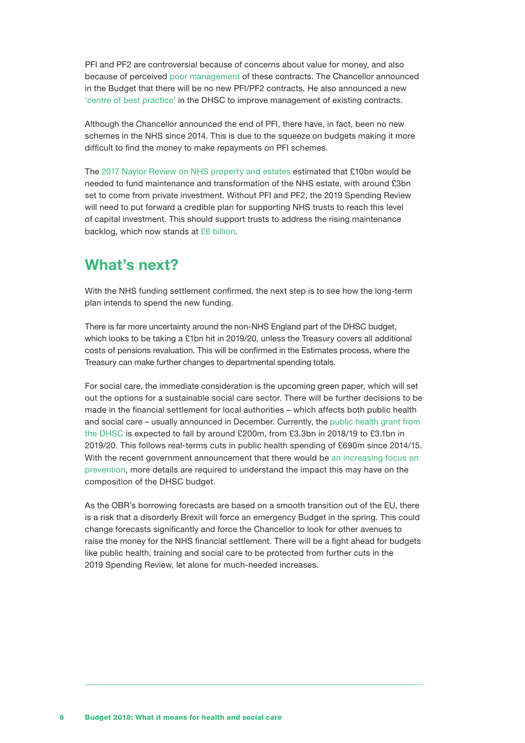PFI and PF2 are controversial because of concerns about value for money, and also because of perceived poor management of these contracts. The Chancellor announced in the Budget that there will be no new PFI/PF2 contracts. He also announced a new 'centre of best practice' in the DHSC to improve management of existing contracts.

Although the Chancellor announced the end of PFI, there have, in fact, been no new schemes in the NHS since 2014. This is due to the squeeze on budgets making it more difficult to find the money to make repayments on PFI schemes.

The 2017 Naylor Review on NHS property and estates estimated that £10bn would be needed to fund maintenance and transformation of the NHS estate, with around £3bn set to come from private investment. Without PFI and PF2, the 2019 Spending Review will need to put forward a credible plan for supporting NHS trusts to reach this level of capital investment. This should support trusts to address the rising maintenance backlog, which now stands at £6 billion.

## What's next?

With the NHS funding settlement confirmed, the next step is to see how the long-term plan intends to spend the new funding.

There is far more uncertainty around the non-NHS England part of the DHSC budget, which looks to be taking a £1bn hit in 2019/20, unless the Treasury covers all additional costs of pensions revaluation. This will be confirmed in the Estimates process, where the Treasury can make further changes to departmental spending totals.

For social care, the immediate consideration is the upcoming green paper, which will set out the options for a sustainable social care sector. There will be further decisions to be made in the financial settlement for local authorities – which affects both public health and social care – usually announced in December. Currently, the public health grant from the DHSC is expected to fall by around £200m, from £3.3bn in 2018/19 to £3.1bn in 2019/20. This follows real-terms cuts in public health spending of £690m since 2014/15. With the recent government announcement that there would be an increasing focus on prevention, more details are required to understand the impact this may have on the composition of the DHSC budget.

As the OBR's borrowing forecasts are based on a smooth transition out of the EU, there is a risk that a disorderly Brexit will force an emergency Budget in the spring. This could change forecasts significantly and force the Chancellor to look for other avenues to raise the money for the NHS financial settlement. There will be a fight ahead for budgets like public health, training and social care to be protected from further cuts in the 2019 Spending Review, let alone for much-needed increases.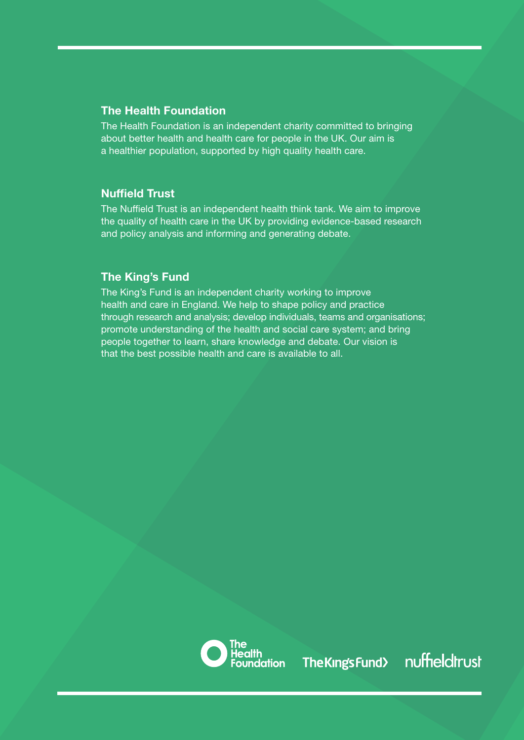## The Health Foundation

The Health Foundation is an independent charity committed to bringing about better health and health care for people in the UK. Our aim is a healthier population, supported by high quality health care.

## Nuffield Trust

The Nuffield Trust is an independent health think tank. We aim to improve the quality of health care in the UK by providing evidence-based research and policy analysis and informing and generating debate.

## The King's Fund

The King's Fund is an independent charity working to improve health and care in England. We help to shape policy and practice through research and analysis; develop individuals, teams and organisations; promote understanding of the health and social care system; and bring people together to learn, share knowledge and debate. Our vision is that the best possible health and care is available to all.

The Health Foundation

The King's Fund

nuffieldtrust